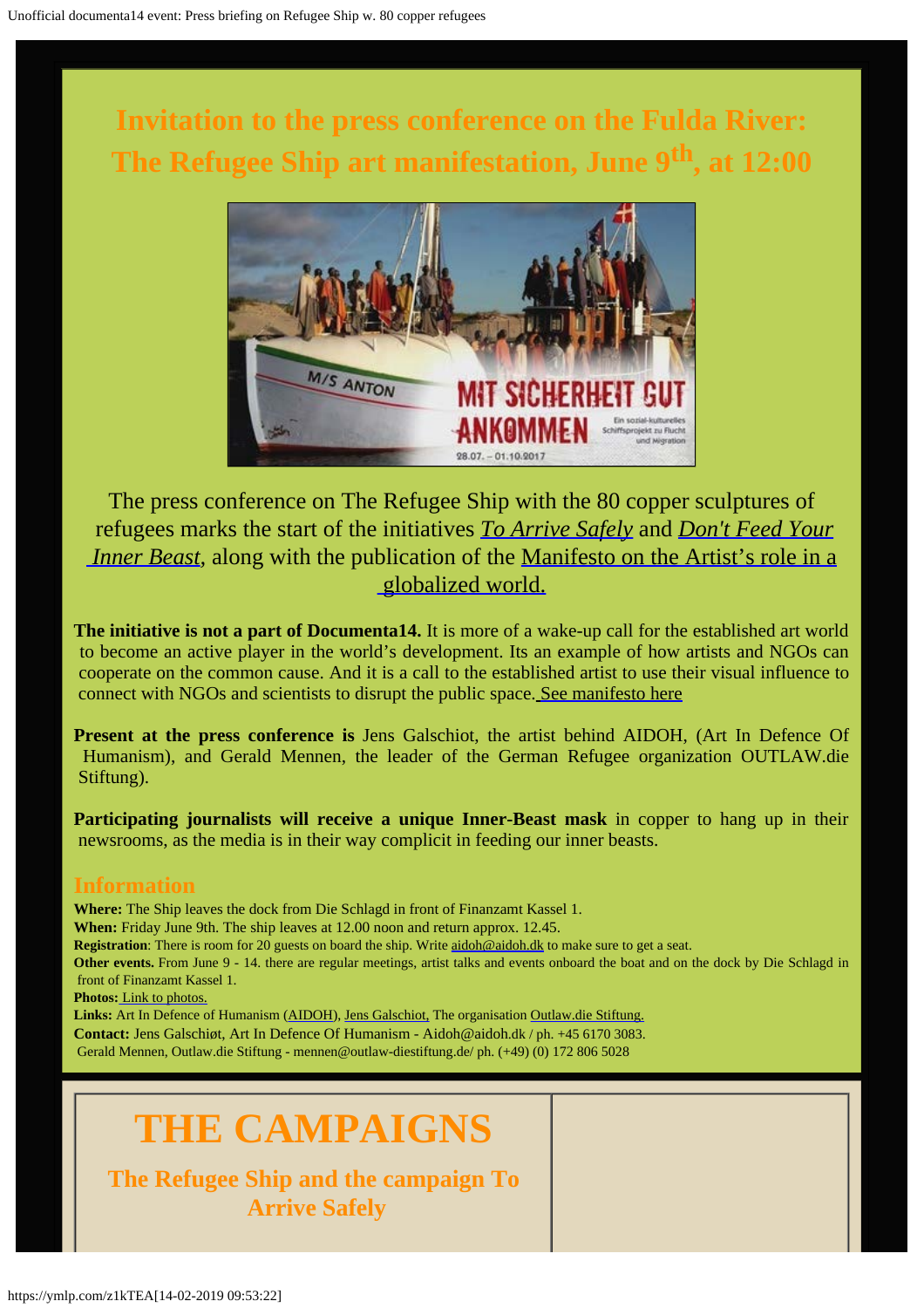# Invitation to the press conference on the Fulda River: The Refugee Ship art manifestation, June 9th, at 12:00

The press conference on The Refugee Ship with the 80 copper sculptures of refugees marks the start of the initiatives *To Arrive Safely* and *Don't Feed Your Inner Beast*, along with the publication of the Manifesto on the Artist's role in a globalized world.

**The initiative is not a part of Documenta14.** It is more of a wake-up call for the established art world to become an active player in the world's development. Its an example of how artists and NGOs can cooperate on the common cause. And it is a call to the established artist to use their visual influence to connect with NGOs and scientists to disrupt the public space. See manifesto here

**Present at the press conference is** Jens Galschiot, the artist behind AIDOH, (Art In Defence Of Humanism), and Gerald Mennen, the leader of the German Refugee organization OUTLAW.die Stiftung).

**Participating journalists will receive a unique Inner-Beast mask** in copper to hang up in their newsrooms, as the media is in their way complicit in feeding our inner beasts.

## Information

**Where:** The Ship leaves the dock from Die Schlagd in front of Finanzamt Kassel 1.
**When:** Friday June 9th. The ship leaves at 12.00 noon and return approx. 12.45.
**Registration**: There is room for 20 guests on board the ship. Write aidoh@aidoh.dk to make sure to get a seat.
**Other events.** From June 9 - 14. there are regular meetings, artist talks and events onboard the boat and on the dock by Die Schlagd in front of Finanzamt Kassel 1.
**Photos:** Link to photos.
**Links:** Art In Defence of Humanism (AIDOH), Jens Galschiot, The organisation Outlaw.die Stiftung.
**Contact:** Jens Galschiøt, Art In Defence Of Humanism - Aidoh@aidoh.dk / ph. +45 6170 3083.
Gerald Mennen, Outlaw.die Stiftung - mennen@outlaw-diestiftung.de/ ph. (+49) (0) 172 806 5028

# THE CAMPAIGNS

## The Refugee Ship and the campaign To Arrive Safely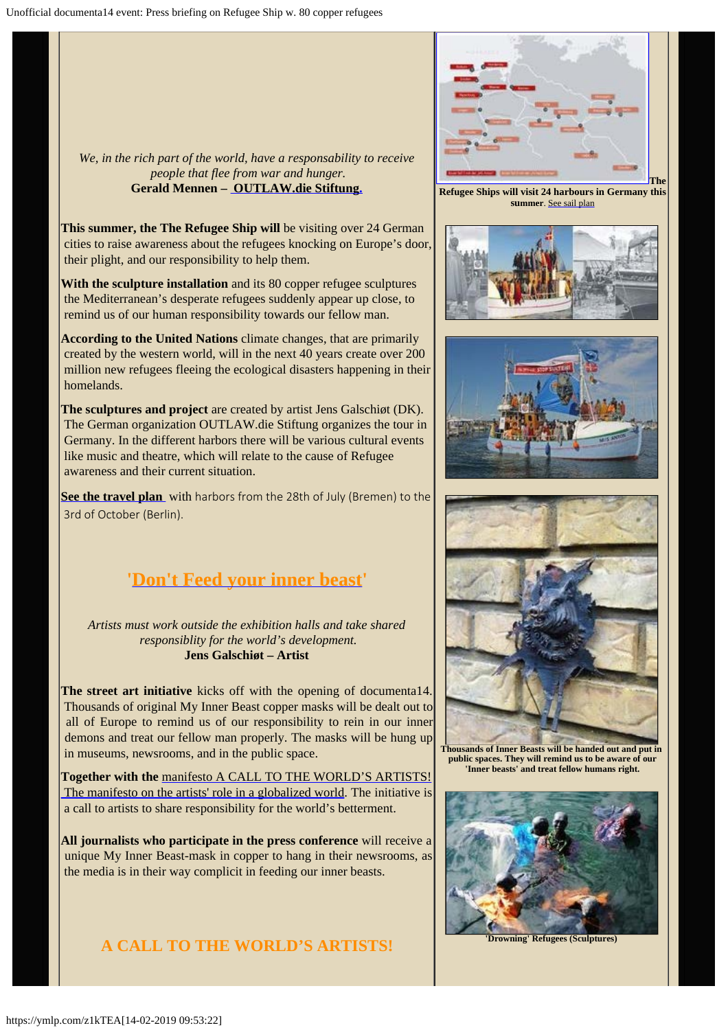*We, in the rich part of the world, have a responsability to receive people that flee from war and hunger.*
**Gerald Mennen – OUTLAW.die Stiftung.**

**This summer, the The Refugee Ship will** be visiting over 24 German cities to raise awareness about the refugees knocking on Europe's door, their plight, and our responsibility to help them.

**With the sculpture installation** and its 80 copper refugee sculptures the Mediterranean's desperate refugees suddenly appear up close, to remind us of our human responsibility towards our fellow man.

**According to the United Nations** climate changes, that are primarily created by the western world, will in the next 40 years create over 200 million new refugees fleeing the ecological disasters happening in their homelands.

**The sculptures and project** are created by artist Jens Galschiøt (DK). The German organization OUTLAW.die Stiftung organizes the tour in Germany. In the different harbors there will be various cultural events like music and theatre, which will relate to the cause of Refugee awareness and their current situation.

**See the travel plan** with harbors from the 28th of July (Bremen) to the 3rd of October (Berlin).

**The Refugee Ships will visit 24 harbours in Germany this summer**. See sail plan

## 'Don't Feed your inner beast'

*Artists must work outside the exhibition halls and take shared responsiblity for the world's development.*
**Jens Galschiøt – Artist**

**The street art initiative** kicks off with the opening of documenta14. Thousands of original My Inner Beast copper masks will be dealt out to all of Europe to remind us of our responsibility to rein in our inner demons and treat our fellow man properly. The masks will be hung up in museums, newsrooms, and in the public space.

**Together with the** manifesto A CALL TO THE WORLD'S ARTISTS! The manifesto on the artists' role in a globalized world. The initiative is a call to artists to share responsibility for the world's betterment.

**All journalists who participate in the press conference** will receive a unique My Inner Beast-mask in copper to hang in their newsrooms, as the media is in their way complicit in feeding our inner beasts.

**Thousands of Inner Beasts will be handed out and put in public spaces. They will remind us to be aware of our 'Inner beasts' and treat fellow humans right.**

**'Drowning' Refugees (Sculptures)**

## A CALL TO THE WORLD'S ARTISTS!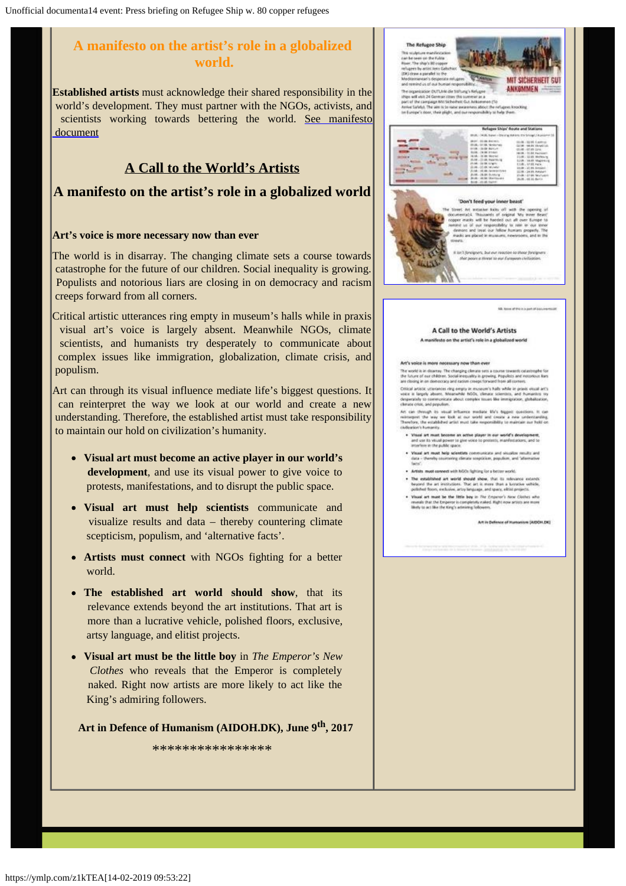## A manifesto on the artist's role in a globalized world.

**Established artists** must acknowledge their shared responsibility in the world's development. They must partner with the NGOs, activists, and scientists working towards bettering the world. See manifesto document

## A Call to the World's Artists

## A manifesto on the artist's role in a globalized world

### Art's voice is more necessary now than ever

The world is in disarray. The changing climate sets a course towards catastrophe for the future of our children. Social inequality is growing. Populists and notorious liars are closing in on democracy and racism creeps forward from all corners.

Critical artistic utterances ring empty in museum's halls while in praxis visual art's voice is largely absent. Meanwhile NGOs, climate scientists, and humanists try desperately to communicate about complex issues like immigration, globalization, climate crisis, and populism.

Art can through its visual influence mediate life's biggest questions. It can reinterpret the way we look at our world and create a new understanding. Therefore, the established artist must take responsibility to maintain our hold on civilization's humanity.

- **Visual art must become an active player in our world's development**, and use its visual power to give voice to protests, manifestations, and to disrupt the public space.
- **Visual art must help scientists** communicate and visualize results and data – thereby countering climate scepticism, populism, and 'alternative facts'.
- **Artists must connect** with NGOs fighting for a better world.
- **The established art world should show**, that its relevance extends beyond the art institutions. That art is more than a lucrative vehicle, polished floors, exclusive, artsy language, and elitist projects.
- **Visual art must be the little boy** in *The Emperor's New Clothes* who reveals that the Emperor is completely naked. Right now artists are more likely to act like the King's admiring followers.

**Art in Defence of Humanism (AIDOH.DK), June 9th, 2017**

****************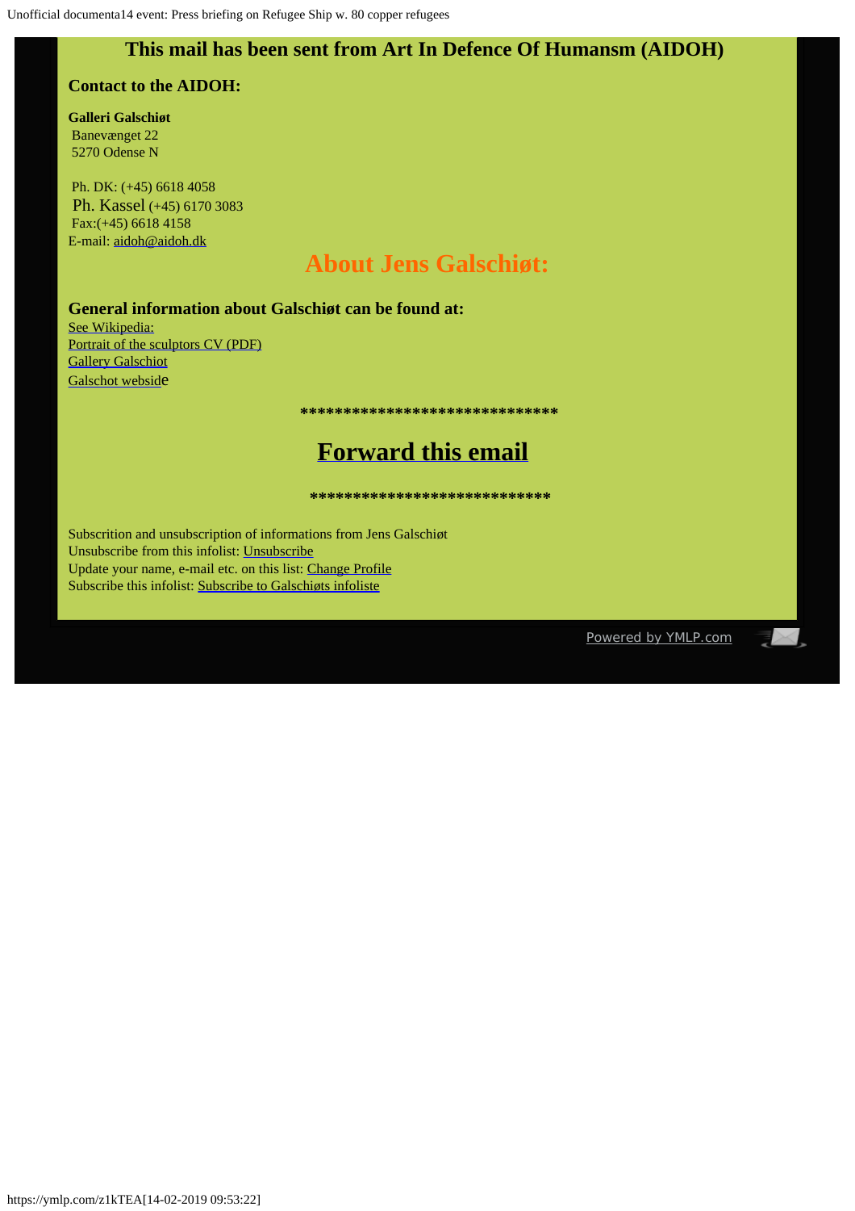## This mail has been sent from Art In Defence Of Humansm (AIDOH)

### Contact to the AIDOH:

**Galleri Galschiøt**
Banevænget 22
5270 Odense N

Ph. DK: (+45) 6618 4058
Ph. Kassel (+45) 6170 3083
Fax:(+45) 6618 4158
E-mail: aidoh@aidoh.dk

## About Jens Galschiøt:

### General information about Galschiøt can be found at:

See Wikipedia:
Portrait of the sculptors CV (PDF)
Gallery Galschiot
Galschot webside

******************************

# Forward this email

****************************

Subscrition and unsubscription of informations from Jens Galschiøt
Unsubscribe from this infolist: Unsubscribe
Update your name, e-mail etc. on this list: Change Profile
Subscribe this infolist: Subscribe to Galschiøts infoliste

Powered by YMLP.com